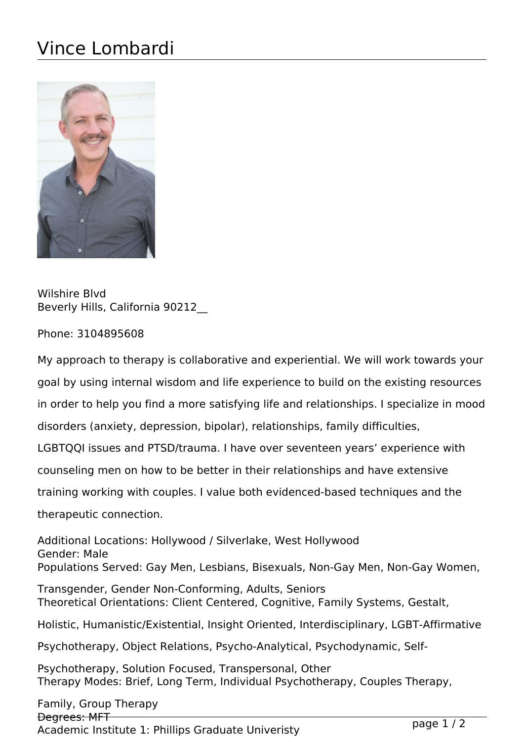# Vince Lombardi

Wilshire Blvd
Beverly Hills, California 90212__

Phone: 3104895608

My approach to therapy is collaborative and experiential. We will work towards your goal by using internal wisdom and life experience to build on the existing resources in order to help you find a more satisfying life and relationships. I specialize in mood disorders (anxiety, depression, bipolar), relationships, family difficulties, LGBTQQI issues and PTSD/trauma. I have over seventeen years' experience with counseling men on how to be better in their relationships and have extensive training working with couples. I value both evidenced-based techniques and the therapeutic connection.

Additional Locations: Hollywood / Silverlake, West Hollywood
Gender: Male
Populations Served: Gay Men, Lesbians, Bisexuals, Non-Gay Men, Non-Gay Women, Transgender, Gender Non-Conforming, Adults, Seniors
Theoretical Orientations: Client Centered, Cognitive, Family Systems, Gestalt, Holistic, Humanistic/Existential, Insight Oriented, Interdisciplinary, LGBT-Affirmative Psychotherapy, Object Relations, Psycho-Analytical, Psychodynamic, Self-Psychotherapy, Solution Focused, Transpersonal, Other
Therapy Modes: Brief, Long Term, Individual Psychotherapy, Couples Therapy, Family, Group Therapy
Degrees: MFT
Academic Institute 1: Phillips Graduate Univeristy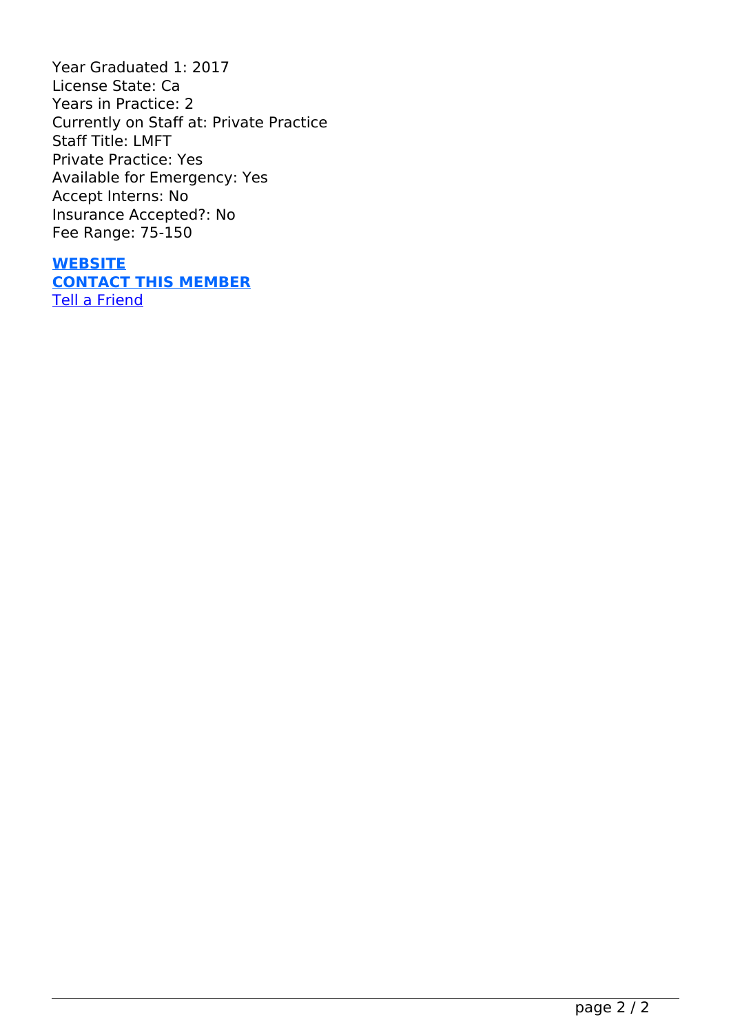Year Graduated 1: 2017
License State: Ca
Years in Practice: 2
Currently on Staff at: Private Practice
Staff Title: LMFT
Private Practice: Yes
Available for Emergency: Yes
Accept Interns: No
Insurance Accepted?: No
Fee Range: 75-150

**WEBSITE**
**CONTACT THIS MEMBER**
Tell a Friend